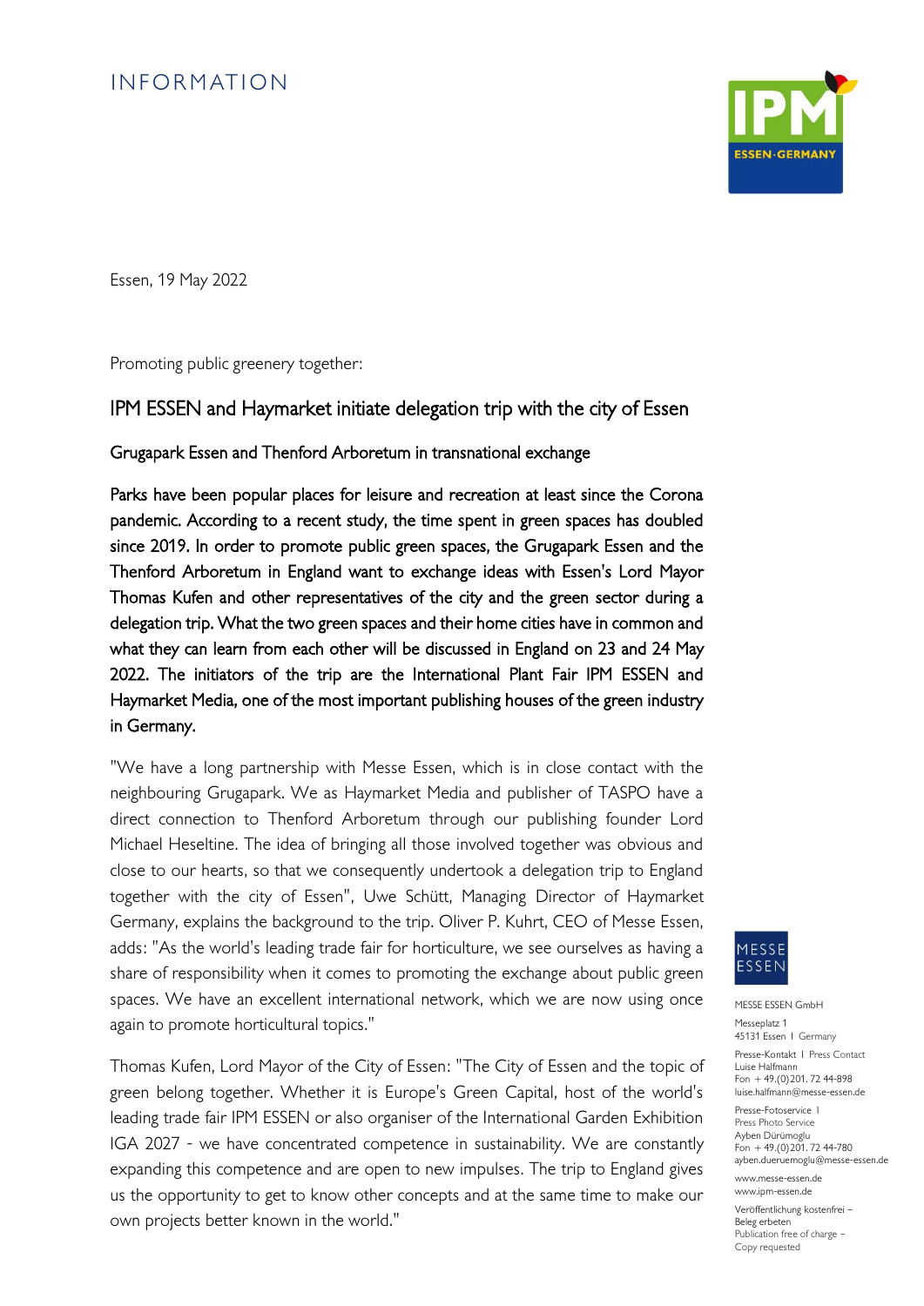# INFORMATION

Essen, 19 May 2022

Promoting public greenery together:

## IPM ESSEN and Haymarket initiate delegation trip with the city of Essen

### Grugapark Essen and Thenford Arboretum in transnational exchange

**Parks have been popular places for leisure and recreation at least since the Corona pandemic. According to a recent study, the time spent in green spaces has doubled since 2019. In order to promote public green spaces, the Grugapark Essen and the Thenford Arboretum in England want to exchange ideas with Essen's Lord Mayor Thomas Kufen and other representatives of the city and the green sector during a delegation trip. What the two green spaces and their home cities have in common and what they can learn from each other will be discussed in England on 23 and 24 May 2022. The initiators of the trip are the International Plant Fair IPM ESSEN and Haymarket Media, one of the most important publishing houses of the green industry in Germany.**

"We have a long partnership with Messe Essen, which is in close contact with the neighbouring Grugapark. We as Haymarket Media and publisher of TASPO have a direct connection to Thenford Arboretum through our publishing founder Lord Michael Heseltine. The idea of bringing all those involved together was obvious and close to our hearts, so that we consequently undertook a delegation trip to England together with the city of Essen", Uwe Schütt, Managing Director of Haymarket Germany, explains the background to the trip. Oliver P. Kuhrt, CEO of Messe Essen, adds: "As the world's leading trade fair for horticulture, we see ourselves as having a share of responsibility when it comes to promoting the exchange about public green spaces. We have an excellent international network, which we are now using once again to promote horticultural topics."

Thomas Kufen, Lord Mayor of the City of Essen: "The City of Essen and the topic of green belong together. Whether it is Europe's Green Capital, host of the world's leading trade fair IPM ESSEN or also organiser of the International Garden Exhibition IGA 2027 - we have concentrated competence in sustainability. We are constantly expanding this competence and are open to new impulses. The trip to England gives us the opportunity to get to know other concepts and at the same time to make our own projects better known in the world."

MESSE ESSEN GmbH

Messeplatz 1
45131 Essen I Germany

Presse-Kontakt I Press Contact
Luise Halfmann
Fon + 49.(0)201. 72 44-898
luise.halfmann@messe-essen.de

Presse-Fotoservice I
Press Photo Service
Ayben Dürümoglu
Fon + 49.(0)201. 72 44-780
ayben.dueruemoglu@messe-essen.de

www.messe-essen.de
www.ipm-essen.de

Veröffentlichung kostenfrei –
Beleg erbeten
Publication free of charge –
Copy requested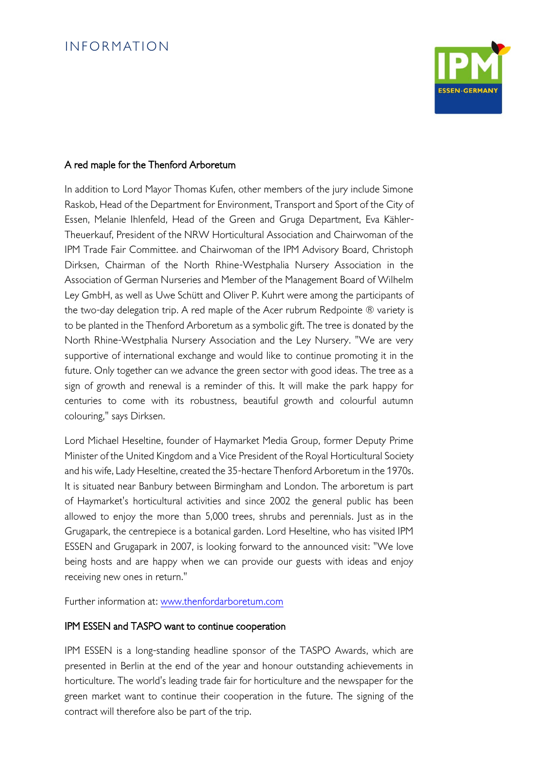INFORMATION

## A red maple for the Thenford Arboretum

In addition to Lord Mayor Thomas Kufen, other members of the jury include Simone Raskob, Head of the Department for Environment, Transport and Sport of the City of Essen, Melanie Ihlenfeld, Head of the Green and Gruga Department, Eva Kähler-Theuerkauf, President of the NRW Horticultural Association and Chairwoman of the IPM Trade Fair Committee. and Chairwoman of the IPM Advisory Board, Christoph Dirksen, Chairman of the North Rhine-Westphalia Nursery Association in the Association of German Nurseries and Member of the Management Board of Wilhelm Ley GmbH, as well as Uwe Schütt and Oliver P. Kuhrt were among the participants of the two-day delegation trip. A red maple of the Acer rubrum Redpointe ® variety is to be planted in the Thenford Arboretum as a symbolic gift. The tree is donated by the North Rhine-Westphalia Nursery Association and the Ley Nursery. "We are very supportive of international exchange and would like to continue promoting it in the future. Only together can we advance the green sector with good ideas. The tree as a sign of growth and renewal is a reminder of this. It will make the park happy for centuries to come with its robustness, beautiful growth and colourful autumn colouring," says Dirksen.

Lord Michael Heseltine, founder of Haymarket Media Group, former Deputy Prime Minister of the United Kingdom and a Vice President of the Royal Horticultural Society and his wife, Lady Heseltine, created the 35-hectare Thenford Arboretum in the 1970s. It is situated near Banbury between Birmingham and London. The arboretum is part of Haymarket's horticultural activities and since 2002 the general public has been allowed to enjoy the more than 5,000 trees, shrubs and perennials. Just as in the Grugapark, the centrepiece is a botanical garden. Lord Heseltine, who has visited IPM ESSEN and Grugapark in 2007, is looking forward to the announced visit: "We love being hosts and are happy when we can provide our guests with ideas and enjoy receiving new ones in return."

Further information at: [www.thenfordarboretum.com](http://www.thenfordarboretum.com)

## IPM ESSEN and TASPO want to continue cooperation

IPM ESSEN is a long-standing headline sponsor of the TASPO Awards, which are presented in Berlin at the end of the year and honour outstanding achievements in horticulture. The world's leading trade fair for horticulture and the newspaper for the green market want to continue their cooperation in the future. The signing of the contract will therefore also be part of the trip.